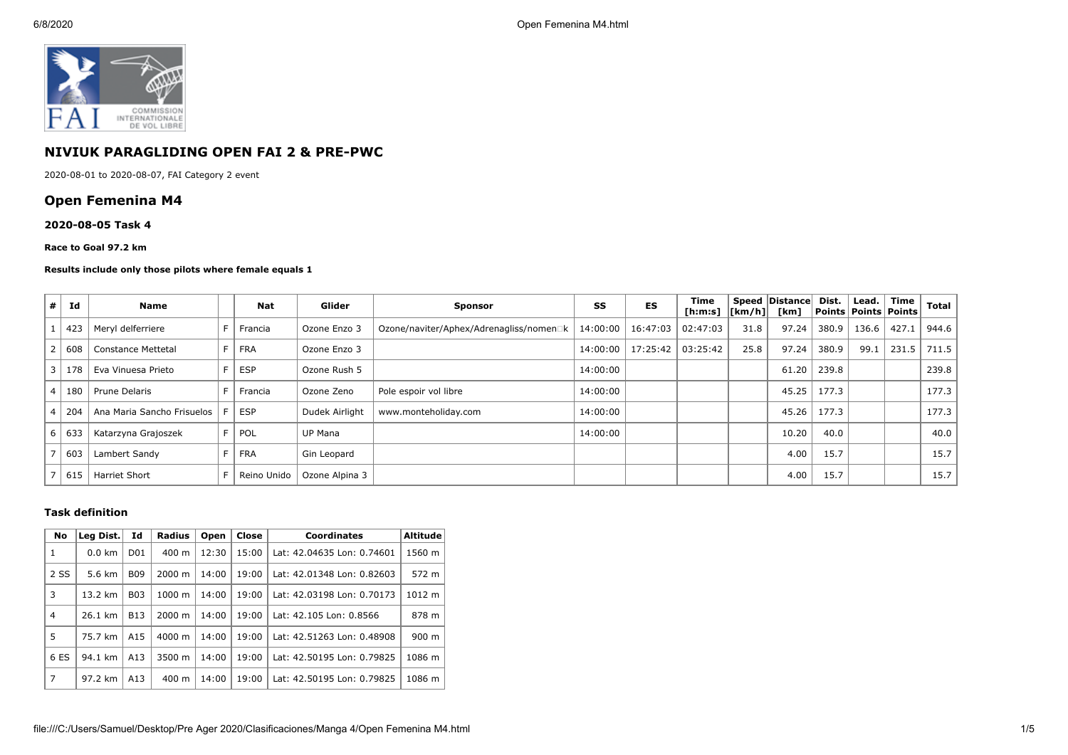## NIVIUK PARAGLIDING OPEN FAI 2 & PRE-PWC

2020-08-01 to 2020-08-07, FAI Category 2 event

## Open Femenina M4

### 2020-08-05 Task 4

**Race to Goal 97.2 km**

**Results include only those pilots where female equals 1**

| # | Id | Name | | Nat | Glider | Sponsor | SS | ES | Time [h:m:s] | Speed [km/h] | Distance [km] | Dist. Points | Lead. Points | Time Points | Total |
|---|---|---|---|---|---|---|---|---|---|---|---|---|---|---|---|
| 1 | 423 | Meryl delferriere | F | Francia | Ozone Enzo 3 | Ozone/naviter/Aphex/Adrenagliss/nomen□k | 14:00:00 | 16:47:03 | 02:47:03 | 31.8 | 97.24 | 380.9 | 136.6 | 427.1 | 944.6 |
| 2 | 608 | Constance Mettetal | F | FRA | Ozone Enzo 3 | | 14:00:00 | 17:25:42 | 03:25:42 | 25.8 | 97.24 | 380.9 | 99.1 | 231.5 | 711.5 |
| 3 | 178 | Eva Vinuesa Prieto | F | ESP | Ozone Rush 5 | | 14:00:00 | | | | 61.20 | 239.8 | | | 239.8 |
| 4 | 180 | Prune Delaris | F | Francia | Ozone Zeno | Pole espoir vol libre | 14:00:00 | | | | 45.25 | 177.3 | | | 177.3 |
| 4 | 204 | Ana Maria Sancho Frisuelos | F | ESP | Dudek Airlight | www.monteholiday.com | 14:00:00 | | | | 45.26 | 177.3 | | | 177.3 |
| 6 | 633 | Katarzyna Grajoszek | F | POL | UP Mana | | 14:00:00 | | | | 10.20 | 40.0 | | | 40.0 |
| 7 | 603 | Lambert Sandy | F | FRA | Gin Leopard | | | | | | 4.00 | 15.7 | | | 15.7 |
| 7 | 615 | Harriet Short | F | Reino Unido | Ozone Alpina 3 | | | | | | 4.00 | 15.7 | | | 15.7 |

#### Task definition

| No | Leg Dist. | Id | Radius | Open | Close | Coordinates | Altitude |
|---|---|---|---|---|---|---|---|
| 1 | 0.0 km | D01 | 400 m | 12:30 | 15:00 | Lat: 42.04635 Lon: 0.74601 | 1560 m |
| 2 SS | 5.6 km | B09 | 2000 m | 14:00 | 19:00 | Lat: 42.01348 Lon: 0.82603 | 572 m |
| 3 | 13.2 km | B03 | 1000 m | 14:00 | 19:00 | Lat: 42.03198 Lon: 0.70173 | 1012 m |
| 4 | 26.1 km | B13 | 2000 m | 14:00 | 19:00 | Lat: 42.105 Lon: 0.8566 | 878 m |
| 5 | 75.7 km | A15 | 4000 m | 14:00 | 19:00 | Lat: 42.51263 Lon: 0.48908 | 900 m |
| 6 ES | 94.1 km | A13 | 3500 m | 14:00 | 19:00 | Lat: 42.50195 Lon: 0.79825 | 1086 m |
| 7 | 97.2 km | A13 | 400 m | 14:00 | 19:00 | Lat: 42.50195 Lon: 0.79825 | 1086 m |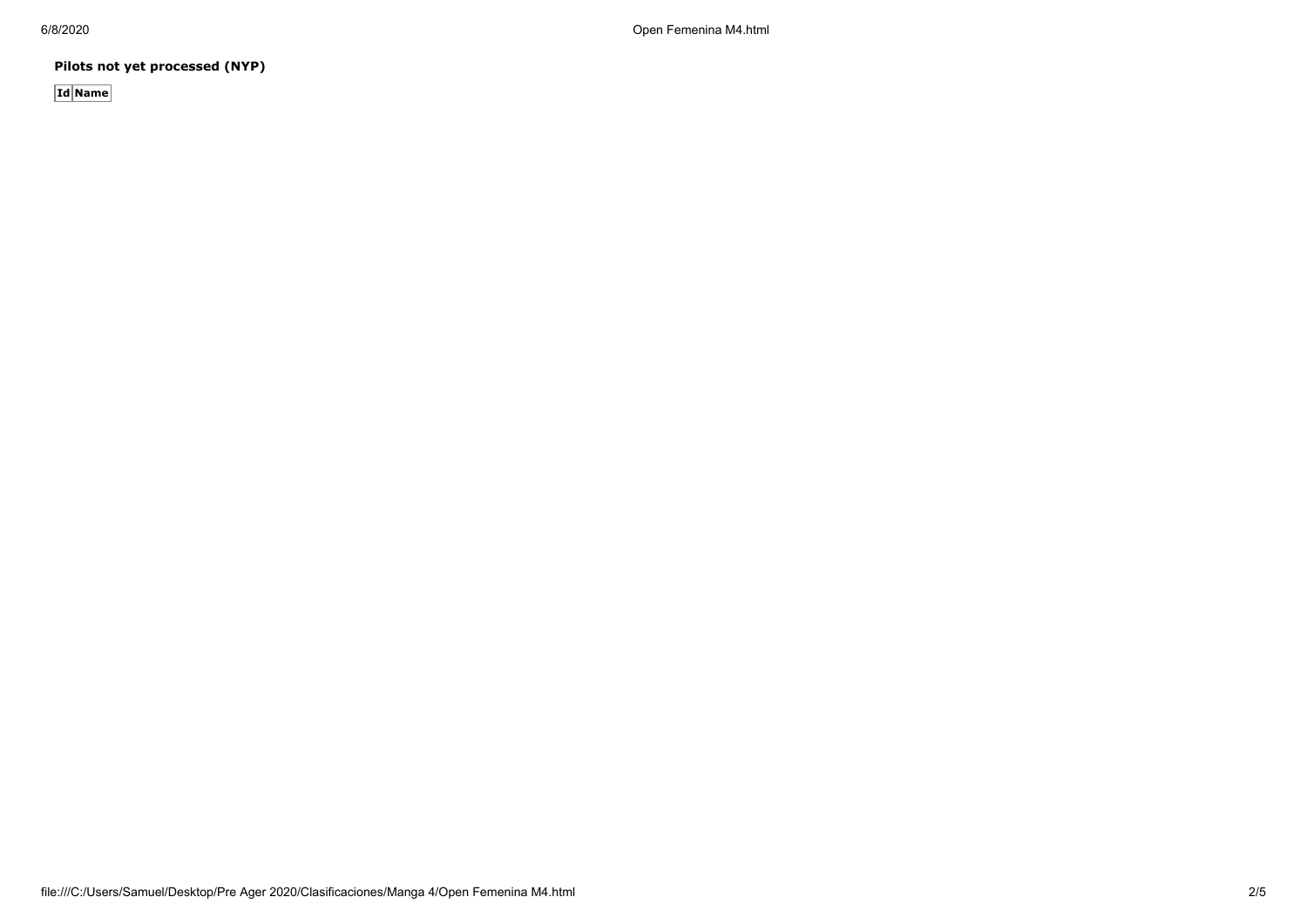**Pilots not yet processed (NYP)**

| Id | Name |
| --- | --- |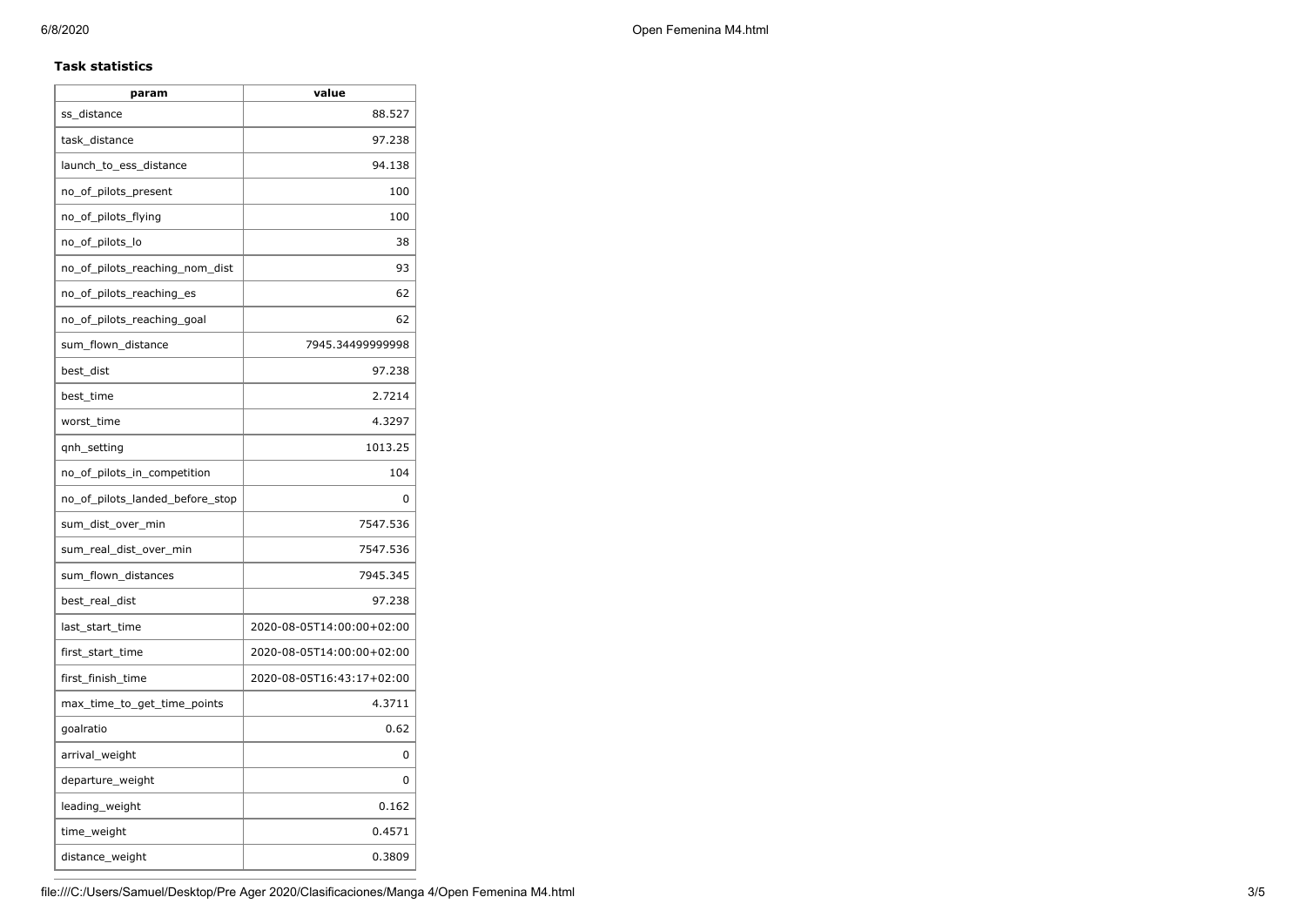### Task statistics

| param | value |
| --- | --- |
| ss_distance | 88.527 |
| task_distance | 97.238 |
| launch_to_ess_distance | 94.138 |
| no_of_pilots_present | 100 |
| no_of_pilots_flying | 100 |
| no_of_pilots_lo | 38 |
| no_of_pilots_reaching_nom_dist | 93 |
| no_of_pilots_reaching_es | 62 |
| no_of_pilots_reaching_goal | 62 |
| sum_flown_distance | 7945.34499999998 |
| best_dist | 97.238 |
| best_time | 2.7214 |
| worst_time | 4.3297 |
| qnh_setting | 1013.25 |
| no_of_pilots_in_competition | 104 |
| no_of_pilots_landed_before_stop | 0 |
| sum_dist_over_min | 7547.536 |
| sum_real_dist_over_min | 7547.536 |
| sum_flown_distances | 7945.345 |
| best_real_dist | 97.238 |
| last_start_time | 2020-08-05T14:00:00+02:00 |
| first_start_time | 2020-08-05T14:00:00+02:00 |
| first_finish_time | 2020-08-05T16:43:17+02:00 |
| max_time_to_get_time_points | 4.3711 |
| goalratio | 0.62 |
| arrival_weight | 0 |
| departure_weight | 0 |
| leading_weight | 0.162 |
| time_weight | 0.4571 |
| distance_weight | 0.3809 |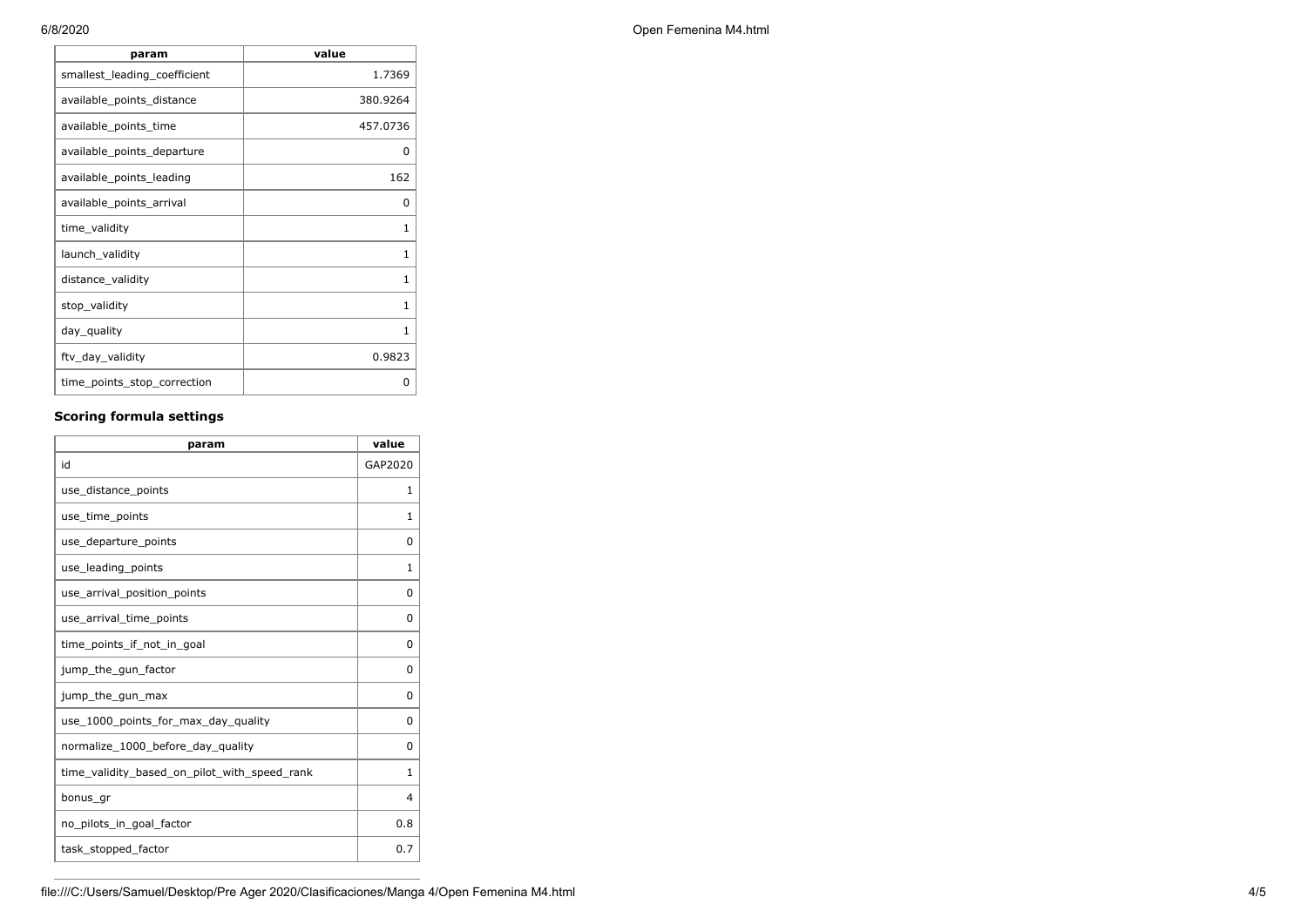| param | value |
| --- | --- |
| smallest_leading_coefficient | 1.7369 |
| available_points_distance | 380.9264 |
| available_points_time | 457.0736 |
| available_points_departure | 0 |
| available_points_leading | 162 |
| available_points_arrival | 0 |
| time_validity | 1 |
| launch_validity | 1 |
| distance_validity | 1 |
| stop_validity | 1 |
| day_quality | 1 |
| ftv_day_validity | 0.9823 |
| time_points_stop_correction | 0 |

### Scoring formula settings

| param | value |
| --- | --- |
| id | GAP2020 |
| use_distance_points | 1 |
| use_time_points | 1 |
| use_departure_points | 0 |
| use_leading_points | 1 |
| use_arrival_position_points | 0 |
| use_arrival_time_points | 0 |
| time_points_if_not_in_goal | 0 |
| jump_the_gun_factor | 0 |
| jump_the_gun_max | 0 |
| use_1000_points_for_max_day_quality | 0 |
| normalize_1000_before_day_quality | 0 |
| time_validity_based_on_pilot_with_speed_rank | 1 |
| bonus_gr | 4 |
| no_pilots_in_goal_factor | 0.8 |
| task_stopped_factor | 0.7 |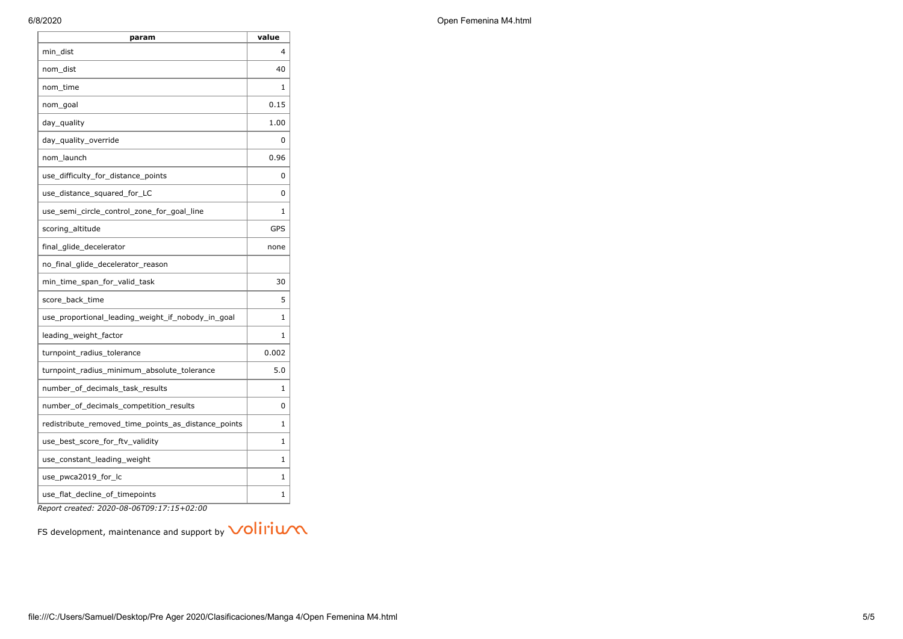| param | value |
|---|---|
| min_dist | 4 |
| nom_dist | 40 |
| nom_time | 1 |
| nom_goal | 0.15 |
| day_quality | 1.00 |
| day_quality_override | 0 |
| nom_launch | 0.96 |
| use_difficulty_for_distance_points | 0 |
| use_distance_squared_for_LC | 0 |
| use_semi_circle_control_zone_for_goal_line | 1 |
| scoring_altitude | GPS |
| final_glide_decelerator | none |
| no_final_glide_decelerator_reason | |
| min_time_span_for_valid_task | 30 |
| score_back_time | 5 |
| use_proportional_leading_weight_if_nobody_in_goal | 1 |
| leading_weight_factor | 1 |
| turnpoint_radius_tolerance | 0.002 |
| turnpoint_radius_minimum_absolute_tolerance | 5.0 |
| number_of_decimals_task_results | 1 |
| number_of_decimals_competition_results | 0 |
| redistribute_removed_time_points_as_distance_points | 1 |
| use_best_score_for_ftv_validity | 1 |
| use_constant_leading_weight | 1 |
| use_pwca2019_for_lc | 1 |
| use_flat_decline_of_timepoints | 1 |

*Report created: 2020-08-06T09:17:15+02:00*

FS development, maintenance and support by volirium